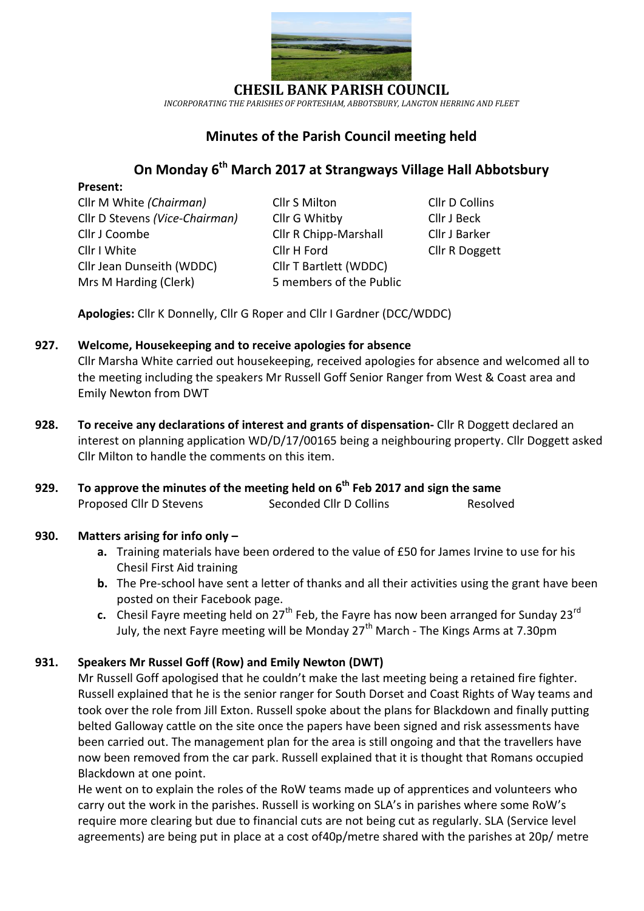# CHESIL BANK PARISH COUNCIL

*INCORPORATING THE PARISHES OF PORTESHAM, ABBOTSBURY, LANGTON HERRING AND FLEET*

## Minutes of the Parish Council meeting held

## On Monday 6th March 2017 at Strangways Village Hall Abbotsbury

**Present:**

| | | |
|---|---|---|
| Cllr M White *(Chairman)* | Cllr S Milton | Cllr D Collins |
| Cllr D Stevens *(Vice-Chairman)* | Cllr G Whitby | Cllr J Beck |
| Cllr J Coombe | Cllr R Chipp-Marshall | Cllr J Barker |
| Cllr I White | Cllr H Ford | Cllr R Doggett |
| Cllr Jean Dunseith (WDDC) | Cllr T Bartlett (WDDC) | |
| Mrs M Harding (Clerk) | 5 members of the Public | |

**Apologies:** Cllr K Donnelly, Cllr G Roper and Cllr I Gardner (DCC/WDDC)

**927. Welcome, Housekeeping and to receive apologies for absence**

Cllr Marsha White carried out housekeeping, received apologies for absence and welcomed all to the meeting including the speakers Mr Russell Goff Senior Ranger from West & Coast area and Emily Newton from DWT

**928. To receive any declarations of interest and grants of dispensation-** Cllr R Doggett declared an interest on planning application WD/D/17/00165 being a neighbouring property. Cllr Doggett asked Cllr Milton to handle the comments on this item.

**929. To approve the minutes of the meeting held on 6th Feb 2017 and sign the same**

| | | |
|---|---|---|
| Proposed Cllr D Stevens | Seconded Cllr D Collins | Resolved |

**930. Matters arising for info only –**

- **a.** Training materials have been ordered to the value of £50 for James Irvine to use for his Chesil First Aid training
- **b.** The Pre-school have sent a letter of thanks and all their activities using the grant have been posted on their Facebook page.
- **c.** Chesil Fayre meeting held on 27th Feb, the Fayre has now been arranged for Sunday 23rd July, the next Fayre meeting will be Monday 27th March - The Kings Arms at 7.30pm

**931. Speakers Mr Russel Goff (Row) and Emily Newton (DWT)**

Mr Russell Goff apologised that he couldn't make the last meeting being a retained fire fighter. Russell explained that he is the senior ranger for South Dorset and Coast Rights of Way teams and took over the role from Jill Exton. Russell spoke about the plans for Blackdown and finally putting belted Galloway cattle on the site once the papers have been signed and risk assessments have been carried out. The management plan for the area is still ongoing and that the travellers have now been removed from the car park. Russell explained that it is thought that Romans occupied Blackdown at one point.

He went on to explain the roles of the RoW teams made up of apprentices and volunteers who carry out the work in the parishes. Russell is working on SLA's in parishes where some RoW's require more clearing but due to financial cuts are not being cut as regularly. SLA (Service level agreements) are being put in place at a cost of40p/metre shared with the parishes at 20p/ metre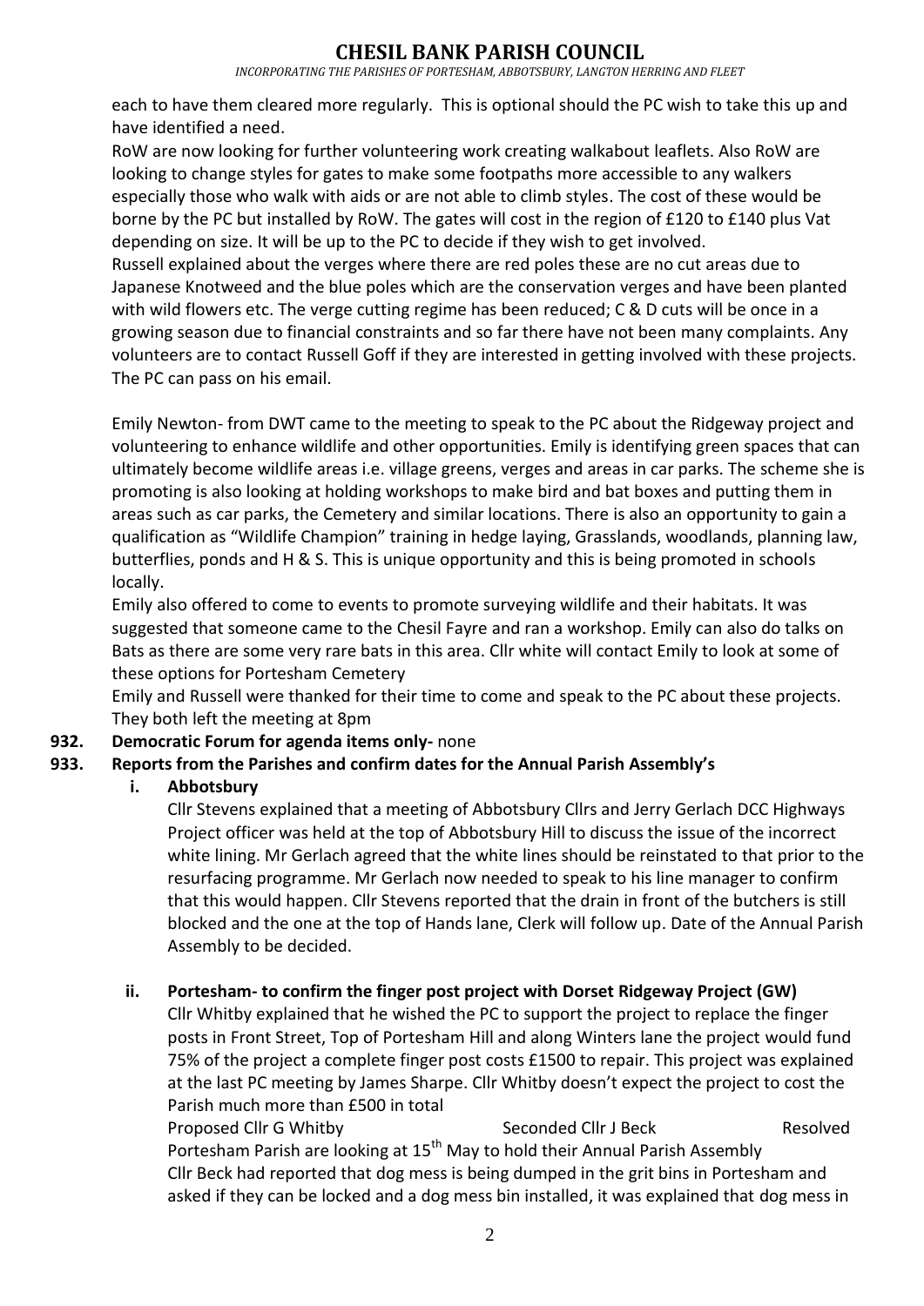each to have them cleared more regularly. This is optional should the PC wish to take this up and have identified a need.

RoW are now looking for further volunteering work creating walkabout leaflets. Also RoW are looking to change styles for gates to make some footpaths more accessible to any walkers especially those who walk with aids or are not able to climb styles. The cost of these would be borne by the PC but installed by RoW. The gates will cost in the region of £120 to £140 plus Vat depending on size. It will be up to the PC to decide if they wish to get involved.

Russell explained about the verges where there are red poles these are no cut areas due to Japanese Knotweed and the blue poles which are the conservation verges and have been planted with wild flowers etc. The verge cutting regime has been reduced; C & D cuts will be once in a growing season due to financial constraints and so far there have not been many complaints. Any volunteers are to contact Russell Goff if they are interested in getting involved with these projects. The PC can pass on his email.

Emily Newton- from DWT came to the meeting to speak to the PC about the Ridgeway project and volunteering to enhance wildlife and other opportunities. Emily is identifying green spaces that can ultimately become wildlife areas i.e. village greens, verges and areas in car parks. The scheme she is promoting is also looking at holding workshops to make bird and bat boxes and putting them in areas such as car parks, the Cemetery and similar locations. There is also an opportunity to gain a qualification as "Wildlife Champion" training in hedge laying, Grasslands, woodlands, planning law, butterflies, ponds and H & S. This is unique opportunity and this is being promoted in schools locally.

Emily also offered to come to events to promote surveying wildlife and their habitats. It was suggested that someone came to the Chesil Fayre and ran a workshop. Emily can also do talks on Bats as there are some very rare bats in this area. Cllr white will contact Emily to look at some of these options for Portesham Cemetery

Emily and Russell were thanked for their time to come and speak to the PC about these projects. They both left the meeting at 8pm

**932. Democratic Forum for agenda items only-** none

**933. Reports from the Parishes and confirm dates for the Annual Parish Assembly's**

**i. Abbotsbury**

Cllr Stevens explained that a meeting of Abbotsbury Cllrs and Jerry Gerlach DCC Highways Project officer was held at the top of Abbotsbury Hill to discuss the issue of the incorrect white lining. Mr Gerlach agreed that the white lines should be reinstated to that prior to the resurfacing programme. Mr Gerlach now needed to speak to his line manager to confirm that this would happen. Cllr Stevens reported that the drain in front of the butchers is still blocked and the one at the top of Hands lane, Clerk will follow up. Date of the Annual Parish Assembly to be decided.

**ii. Portesham- to confirm the finger post project with Dorset Ridgeway Project (GW)**

Cllr Whitby explained that he wished the PC to support the project to replace the finger posts in Front Street, Top of Portesham Hill and along Winters lane the project would fund 75% of the project a complete finger post costs £1500 to repair. This project was explained at the last PC meeting by James Sharpe. Cllr Whitby doesn't expect the project to cost the Parish much more than £500 in total

Proposed Cllr G Whitby &emsp;&emsp; Seconded Cllr J Beck &emsp;&emsp; Resolved

Portesham Parish are looking at 15th May to hold their Annual Parish Assembly

Cllr Beck had reported that dog mess is being dumped in the grit bins in Portesham and asked if they can be locked and a dog mess bin installed, it was explained that dog mess in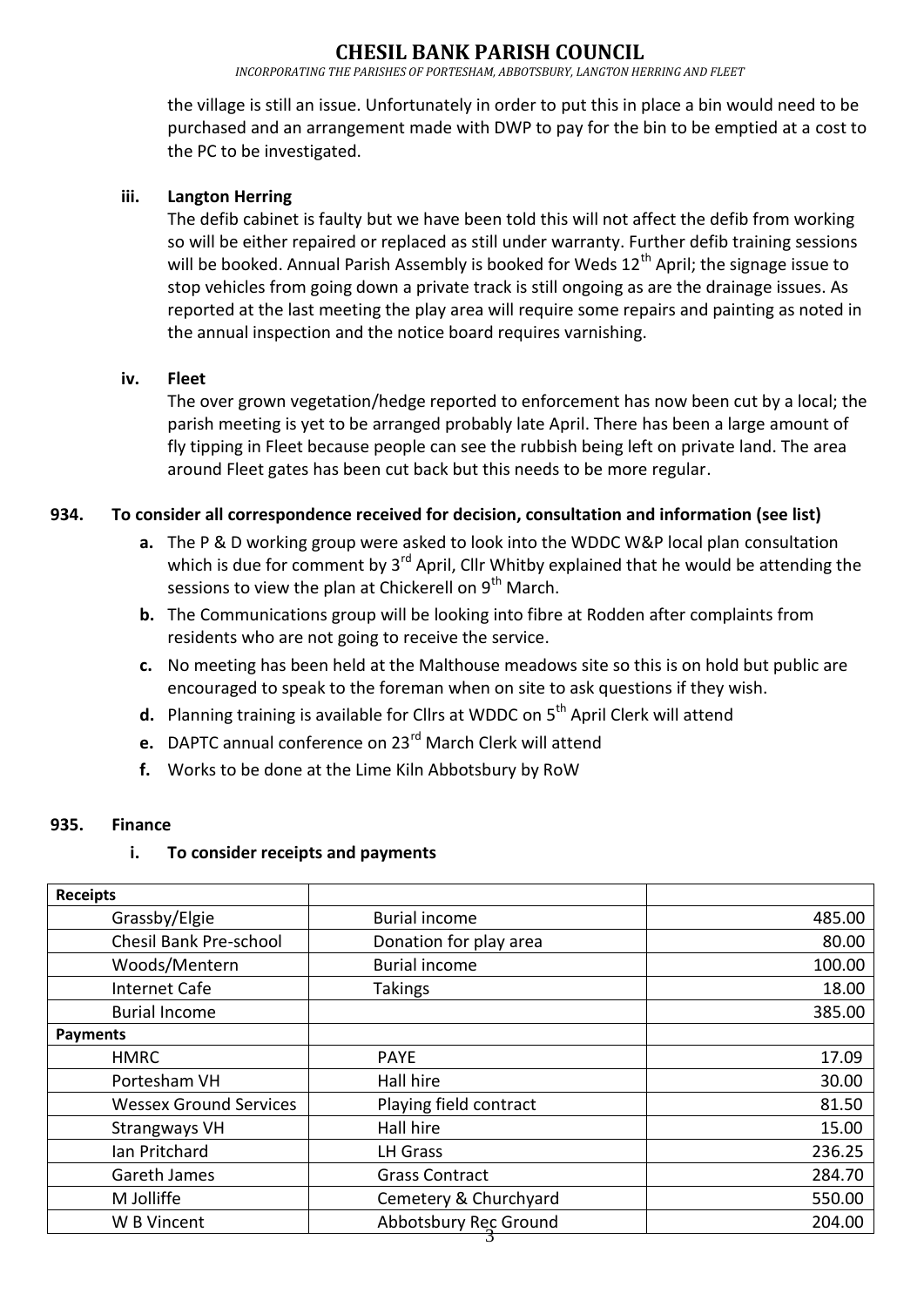the village is still an issue. Unfortunately in order to put this in place a bin would need to be purchased and an arrangement made with DWP to pay for the bin to be emptied at a cost to the PC to be investigated.

**iii. Langton Herring**

The defib cabinet is faulty but we have been told this will not affect the defib from working so will be either repaired or replaced as still under warranty. Further defib training sessions will be booked. Annual Parish Assembly is booked for Weds 12th April; the signage issue to stop vehicles from going down a private track is still ongoing as are the drainage issues. As reported at the last meeting the play area will require some repairs and painting as noted in the annual inspection and the notice board requires varnishing.

**iv. Fleet**

The over grown vegetation/hedge reported to enforcement has now been cut by a local; the parish meeting is yet to be arranged probably late April. There has been a large amount of fly tipping in Fleet because people can see the rubbish being left on private land. The area around Fleet gates has been cut back but this needs to be more regular.

**934. To consider all correspondence received for decision, consultation and information (see list)**

- **a.** The P & D working group were asked to look into the WDDC W&P local plan consultation which is due for comment by 3rd April, Cllr Whitby explained that he would be attending the sessions to view the plan at Chickerell on 9th March.
- **b.** The Communications group will be looking into fibre at Rodden after complaints from residents who are not going to receive the service.
- **c.** No meeting has been held at the Malthouse meadows site so this is on hold but public are encouraged to speak to the foreman when on site to ask questions if they wish.
- **d.** Planning training is available for Cllrs at WDDC on 5th April Clerk will attend
- **e.** DAPTC annual conference on 23rd March Clerk will attend
- **f.** Works to be done at the Lime Kiln Abbotsbury by RoW

**935. Finance**

**i. To consider receipts and payments**

| **Receipts** | | |
|---|---|---|
| Grassby/Elgie | Burial income | 485.00 |
| Chesil Bank Pre-school | Donation for play area | 80.00 |
| Woods/Mentern | Burial income | 100.00 |
| Internet Cafe | Takings | 18.00 |
| Burial Income | | 385.00 |
| **Payments** | | |
| HMRC | PAYE | 17.09 |
| Portesham VH | Hall hire | 30.00 |
| Wessex Ground Services | Playing field contract | 81.50 |
| Strangways VH | Hall hire | 15.00 |
| Ian Pritchard | LH Grass | 236.25 |
| Gareth James | Grass Contract | 284.70 |
| M Jolliffe | Cemetery & Churchyard | 550.00 |
| W B Vincent | Abbotsbury Rec Ground | 204.00 |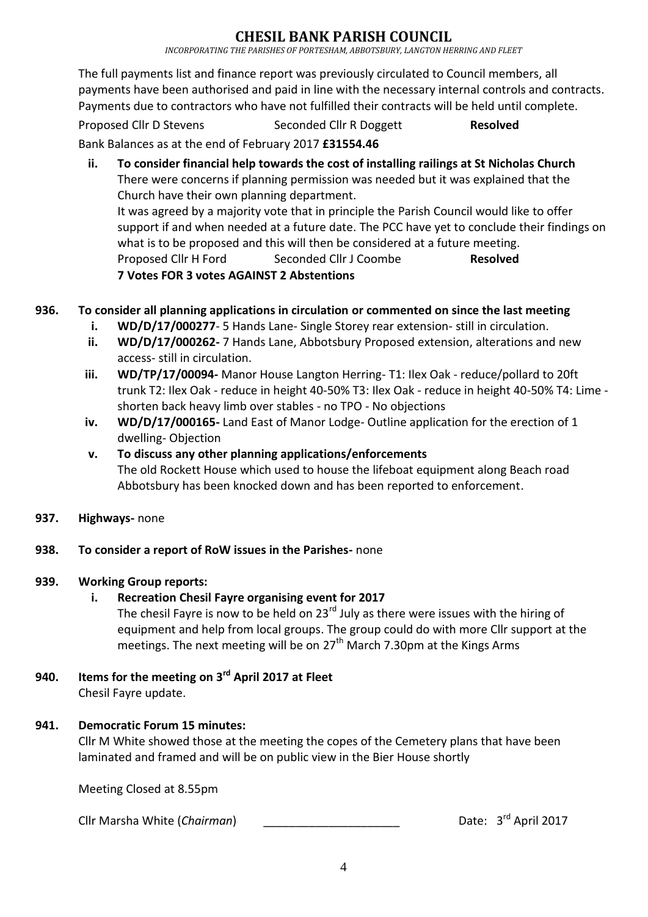The full payments list and finance report was previously circulated to Council members, all payments have been authorised and paid in line with the necessary internal controls and contracts. Payments due to contractors who have not fulfilled their contracts will be held until complete.

Proposed Cllr D Stevens    Seconded Cllr R Doggett    **Resolved**

Bank Balances as at the end of February 2017 **£31554.46**

**ii. To consider financial help towards the cost of installing railings at St Nicholas Church**

There were concerns if planning permission was needed but it was explained that the Church have their own planning department.

It was agreed by a majority vote that in principle the Parish Council would like to offer support if and when needed at a future date. The PCC have yet to conclude their findings on what is to be proposed and this will then be considered at a future meeting.

Proposed Cllr H Ford    Seconded Cllr J Coombe    **Resolved**

**7 Votes FOR 3 votes AGAINST 2 Abstentions**

**936. To consider all planning applications in circulation or commented on since the last meeting**

i. **WD/D/17/000277**- 5 Hands Lane- Single Storey rear extension- still in circulation.

ii. **WD/D/17/000262-** 7 Hands Lane, Abbotsbury Proposed extension, alterations and new access- still in circulation.

iii. **WD/TP/17/00094-** Manor House Langton Herring- T1: Ilex Oak - reduce/pollard to 20ft trunk T2: Ilex Oak - reduce in height 40-50% T3: Ilex Oak - reduce in height 40-50% T4: Lime - shorten back heavy limb over stables - no TPO - No objections

iv. **WD/D/17/000165-** Land East of Manor Lodge- Outline application for the erection of 1 dwelling- Objection

v. **To discuss any other planning applications/enforcements**

The old Rockett House which used to house the lifeboat equipment along Beach road Abbotsbury has been knocked down and has been reported to enforcement.

**937. Highways-** none

**938. To consider a report of RoW issues in the Parishes-** none

**939. Working Group reports:**

i. **Recreation Chesil Fayre organising event for 2017**

The chesil Fayre is now to be held on 23rd July as there were issues with the hiring of equipment and help from local groups. The group could do with more Cllr support at the meetings. The next meeting will be on 27th March 7.30pm at the Kings Arms

**940. Items for the meeting on 3rd April 2017 at Fleet**

Chesil Fayre update.

**941. Democratic Forum 15 minutes:**

Cllr M White showed those at the meeting the copes of the Cemetery plans that have been laminated and framed and will be on public view in the Bier House shortly

Meeting Closed at 8.55pm

Cllr Marsha White (*Chairman*)    \_\_\_\_\_\_\_\_\_\_\_\_\_\_\_\_\_\_\_\_\_    Date: 3rd April 2017